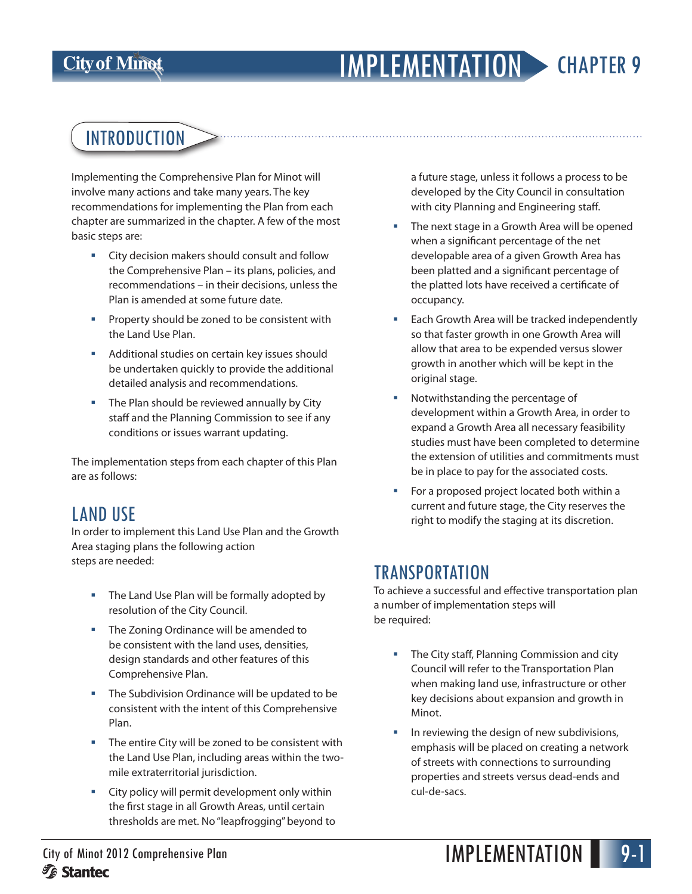# IMPLEMENTATION CHAPTER 9

## INTRODUCTION

Implementing the Comprehensive Plan for Minot will involve many actions and take many years. The key recommendations for implementing the Plan from each chapter are summarized in the chapter. A few of the most basic steps are:

- City decision makers should consult and follow the Comprehensive Plan – its plans, policies, and recommendations – in their decisions, unless the Plan is amended at some future date.
- Property should be zoned to be consistent with the Land Use Plan.
- Additional studies on certain key issues should be undertaken quickly to provide the additional detailed analysis and recommendations.
- The Plan should be reviewed annually by City staff and the Planning Commission to see if any conditions or issues warrant updating.

The implementation steps from each chapter of this Plan are as follows:

## LAND USE

In order to implement this Land Use Plan and the Growth Area staging plans the following action steps are needed:

- The Land Use Plan will be formally adopted by resolution of the City Council.
- The Zoning Ordinance will be amended to be consistent with the land uses, densities, design standards and other features of this Comprehensive Plan.
- The Subdivision Ordinance will be updated to be consistent with the intent of this Comprehensive Plan.
- The entire City will be zoned to be consistent with the Land Use Plan, including areas within the two-mile extraterritorial jurisdiction.
- City policy will permit development only within the first stage in all Growth Areas, until certain thresholds are met. No "leapfrogging" beyond to a future stage, unless it follows a process to be developed by the City Council in consultation with city Planning and Engineering staff.
- The next stage in a Growth Area will be opened when a significant percentage of the net developable area of a given Growth Area has been platted and a significant percentage of the platted lots have received a certificate of occupancy.
- Each Growth Area will be tracked independently so that faster growth in one Growth Area will allow that area to be expended versus slower growth in another which will be kept in the original stage.
- Notwithstanding the percentage of development within a Growth Area, in order to expand a Growth Area all necessary feasibility studies must have been completed to determine the extension of utilities and commitments must be in place to pay for the associated costs.
- For a proposed project located both within a current and future stage, the City reserves the right to modify the staging at its discretion.

## TRANSPORTATION

To achieve a successful and effective transportation plan a number of implementation steps will be required:

- The City staff, Planning Commission and city Council will refer to the Transportation Plan when making land use, infrastructure or other key decisions about expansion and growth in Minot.
- In reviewing the design of new subdivisions, emphasis will be placed on creating a network of streets with connections to surrounding properties and streets versus dead-ends and cul-de-sacs.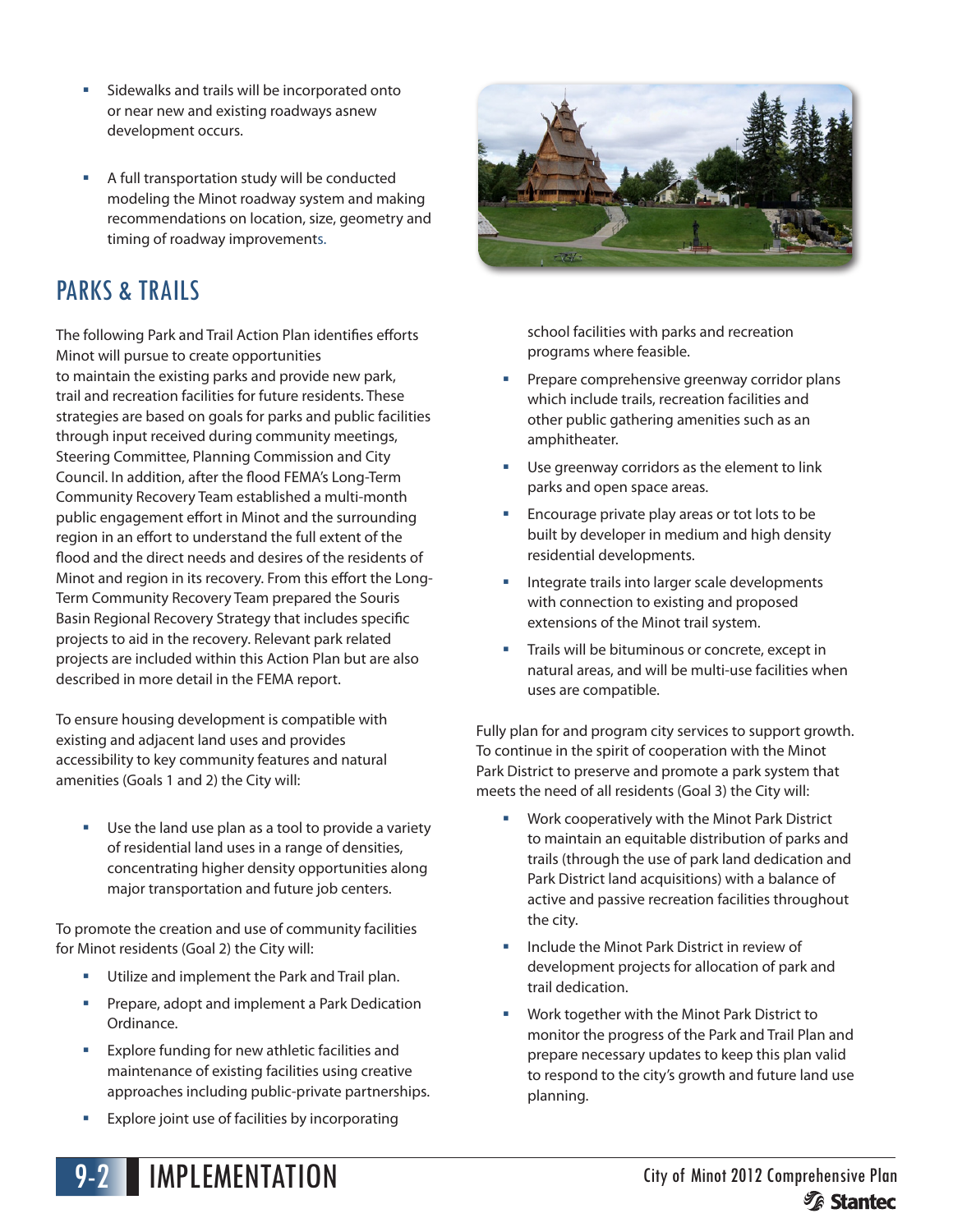- Sidewalks and trails will be incorporated onto or near new and existing roadways asnew development occurs.

- A full transportation study will be conducted modeling the Minot roadway system and making recommendations on location, size, geometry and timing of roadway improvements.

## PARKS & TRAILS

The following Park and Trail Action Plan identifies efforts Minot will pursue to create opportunities to maintain the existing parks and provide new park, trail and recreation facilities for future residents. These strategies are based on goals for parks and public facilities through input received during community meetings, Steering Committee, Planning Commission and City Council. In addition, after the flood FEMA's Long-Term Community Recovery Team established a multi-month public engagement effort in Minot and the surrounding region in an effort to understand the full extent of the flood and the direct needs and desires of the residents of Minot and region in its recovery. From this effort the Long-Term Community Recovery Team prepared the Souris Basin Regional Recovery Strategy that includes specific projects to aid in the recovery. Relevant park related projects are included within this Action Plan but are also described in more detail in the FEMA report.

To ensure housing development is compatible with existing and adjacent land uses and provides accessibility to key community features and natural amenities (Goals 1 and 2) the City will:

- Use the land use plan as a tool to provide a variety of residential land uses in a range of densities, concentrating higher density opportunities along major transportation and future job centers.

To promote the creation and use of community facilities for Minot residents (Goal 2) the City will:

- Utilize and implement the Park and Trail plan.
- Prepare, adopt and implement a Park Dedication Ordinance.
- Explore funding for new athletic facilities and maintenance of existing facilities using creative approaches including public-private partnerships.
- Explore joint use of facilities by incorporating school facilities with parks and recreation programs where feasible.
- Prepare comprehensive greenway corridor plans which include trails, recreation facilities and other public gathering amenities such as an amphitheater.
- Use greenway corridors as the element to link parks and open space areas.
- Encourage private play areas or tot lots to be built by developer in medium and high density residential developments.
- Integrate trails into larger scale developments with connection to existing and proposed extensions of the Minot trail system.
- Trails will be bituminous or concrete, except in natural areas, and will be multi-use facilities when uses are compatible.

Fully plan for and program city services to support growth. To continue in the spirit of cooperation with the Minot Park District to preserve and promote a park system that meets the need of all residents (Goal 3) the City will:

- Work cooperatively with the Minot Park District to maintain an equitable distribution of parks and trails (through the use of park land dedication and Park District land acquisitions) with a balance of active and passive recreation facilities throughout the city.
- Include the Minot Park District in review of development projects for allocation of park and trail dedication.
- Work together with the Minot Park District to monitor the progress of the Park and Trail Plan and prepare necessary updates to keep this plan valid to respond to the city's growth and future land use planning.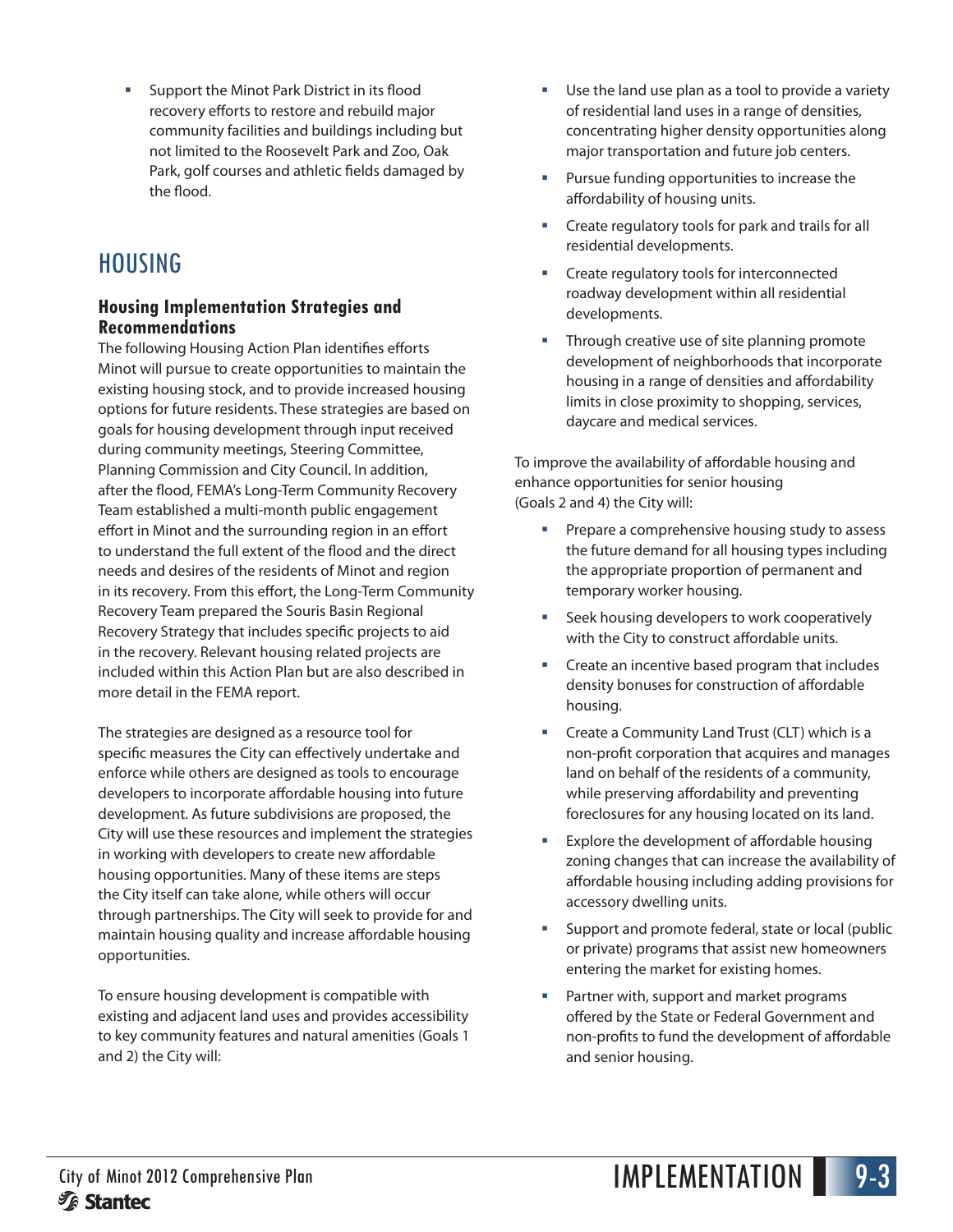- Support the Minot Park District in its flood recovery efforts to restore and rebuild major community facilities and buildings including but not limited to the Roosevelt Park and Zoo, Oak Park, golf courses and athletic fields damaged by the flood.

## HOUSING

### Housing Implementation Strategies and Recommendations

The following Housing Action Plan identifies efforts Minot will pursue to create opportunities to maintain the existing housing stock, and to provide increased housing options for future residents. These strategies are based on goals for housing development through input received during community meetings, Steering Committee, Planning Commission and City Council. In addition, after the flood, FEMA's Long-Term Community Recovery Team established a multi-month public engagement effort in Minot and the surrounding region in an effort to understand the full extent of the flood and the direct needs and desires of the residents of Minot and region in its recovery. From this effort, the Long-Term Community Recovery Team prepared the Souris Basin Regional Recovery Strategy that includes specific projects to aid in the recovery. Relevant housing related projects are included within this Action Plan but are also described in more detail in the FEMA report.

The strategies are designed as a resource tool for specific measures the City can effectively undertake and enforce while others are designed as tools to encourage developers to incorporate affordable housing into future development. As future subdivisions are proposed, the City will use these resources and implement the strategies in working with developers to create new affordable housing opportunities. Many of these items are steps the City itself can take alone, while others will occur through partnerships. The City will seek to provide for and maintain housing quality and increase affordable housing opportunities.

To ensure housing development is compatible with existing and adjacent land uses and provides accessibility to key community features and natural amenities (Goals 1 and 2) the City will:

- Use the land use plan as a tool to provide a variety of residential land uses in a range of densities, concentrating higher density opportunities along major transportation and future job centers.
- Pursue funding opportunities to increase the affordability of housing units.
- Create regulatory tools for park and trails for all residential developments.
- Create regulatory tools for interconnected roadway development within all residential developments.
- Through creative use of site planning promote development of neighborhoods that incorporate housing in a range of densities and affordability limits in close proximity to shopping, services, daycare and medical services.

To improve the availability of affordable housing and enhance opportunities for senior housing (Goals 2 and 4) the City will:

- Prepare a comprehensive housing study to assess the future demand for all housing types including the appropriate proportion of permanent and temporary worker housing.
- Seek housing developers to work cooperatively with the City to construct affordable units.
- Create an incentive based program that includes density bonuses for construction of affordable housing.
- Create a Community Land Trust (CLT) which is a non-profit corporation that acquires and manages land on behalf of the residents of a community, while preserving affordability and preventing foreclosures for any housing located on its land.
- Explore the development of affordable housing zoning changes that can increase the availability of affordable housing including adding provisions for accessory dwelling units.
- Support and promote federal, state or local (public or private) programs that assist new homeowners entering the market for existing homes.
- Partner with, support and market programs offered by the State or Federal Government and non-profits to fund the development of affordable and senior housing.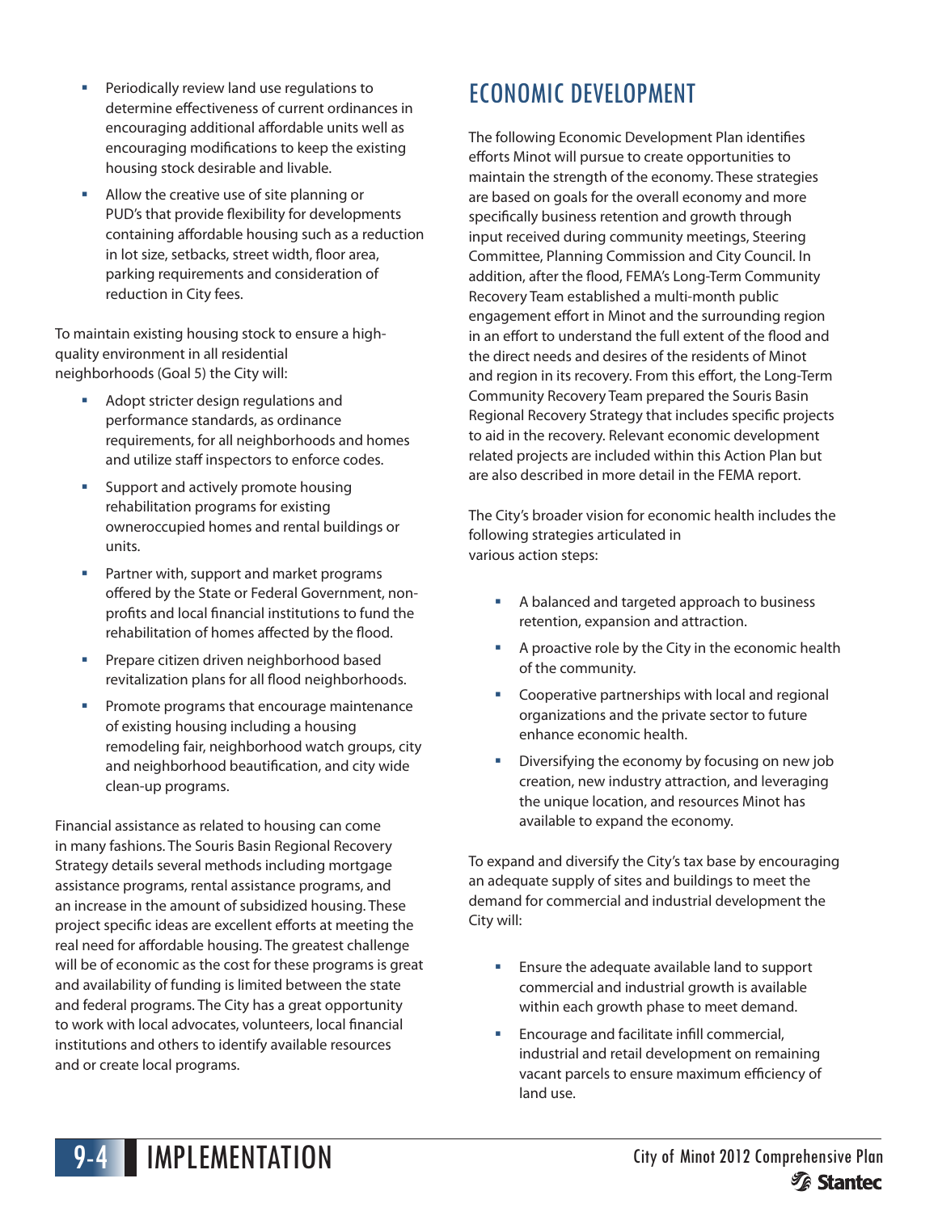- Periodically review land use regulations to determine effectiveness of current ordinances in encouraging additional affordable units well as encouraging modifications to keep the existing housing stock desirable and livable.
- Allow the creative use of site planning or PUD's that provide flexibility for developments containing affordable housing such as a reduction in lot size, setbacks, street width, floor area, parking requirements and consideration of reduction in City fees.

To maintain existing housing stock to ensure a high-quality environment in all residential neighborhoods (Goal 5) the City will:

- Adopt stricter design regulations and performance standards, as ordinance requirements, for all neighborhoods and homes and utilize staff inspectors to enforce codes.
- Support and actively promote housing rehabilitation programs for existing owneroccupied homes and rental buildings or units.
- Partner with, support and market programs offered by the State or Federal Government, non-profits and local financial institutions to fund the rehabilitation of homes affected by the flood.
- Prepare citizen driven neighborhood based revitalization plans for all flood neighborhoods.
- Promote programs that encourage maintenance of existing housing including a housing remodeling fair, neighborhood watch groups, city and neighborhood beautification, and city wide clean-up programs.

Financial assistance as related to housing can come in many fashions. The Souris Basin Regional Recovery Strategy details several methods including mortgage assistance programs, rental assistance programs, and an increase in the amount of subsidized housing. These project specific ideas are excellent efforts at meeting the real need for affordable housing. The greatest challenge will be of economic as the cost for these programs is great and availability of funding is limited between the state and federal programs. The City has a great opportunity to work with local advocates, volunteers, local financial institutions and others to identify available resources and or create local programs.

## ECONOMIC DEVELOPMENT

The following Economic Development Plan identifies efforts Minot will pursue to create opportunities to maintain the strength of the economy. These strategies are based on goals for the overall economy and more specifically business retention and growth through input received during community meetings, Steering Committee, Planning Commission and City Council. In addition, after the flood, FEMA's Long-Term Community Recovery Team established a multi-month public engagement effort in Minot and the surrounding region in an effort to understand the full extent of the flood and the direct needs and desires of the residents of Minot and region in its recovery. From this effort, the Long-Term Community Recovery Team prepared the Souris Basin Regional Recovery Strategy that includes specific projects to aid in the recovery. Relevant economic development related projects are included within this Action Plan but are also described in more detail in the FEMA report.

The City's broader vision for economic health includes the following strategies articulated in various action steps:

- A balanced and targeted approach to business retention, expansion and attraction.
- A proactive role by the City in the economic health of the community.
- Cooperative partnerships with local and regional organizations and the private sector to future enhance economic health.
- Diversifying the economy by focusing on new job creation, new industry attraction, and leveraging the unique location, and resources Minot has available to expand the economy.

To expand and diversify the City's tax base by encouraging an adequate supply of sites and buildings to meet the demand for commercial and industrial development the City will:

- Ensure the adequate available land to support commercial and industrial growth is available within each growth phase to meet demand.
- Encourage and facilitate infill commercial, industrial and retail development on remaining vacant parcels to ensure maximum efficiency of land use.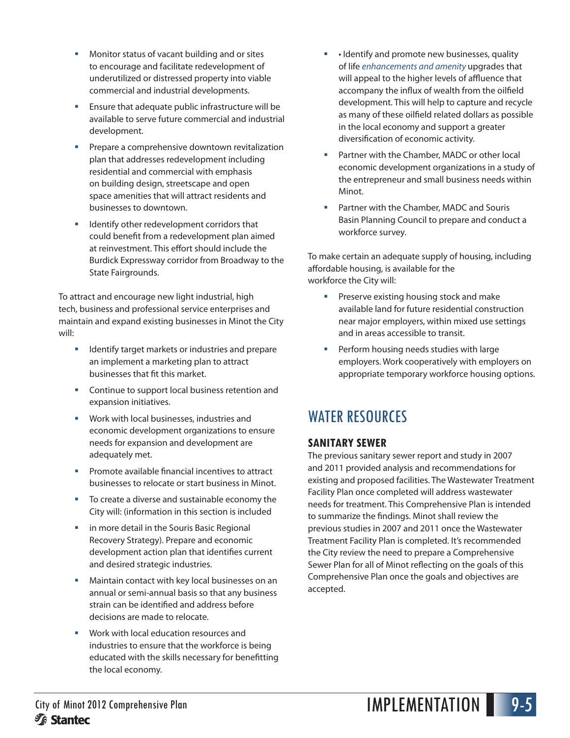- Monitor status of vacant building and or sites to encourage and facilitate redevelopment of underutilized or distressed property into viable commercial and industrial developments.
- Ensure that adequate public infrastructure will be available to serve future commercial and industrial development.
- Prepare a comprehensive downtown revitalization plan that addresses redevelopment including residential and commercial with emphasis on building design, streetscape and open space amenities that will attract residents and businesses to downtown.
- Identify other redevelopment corridors that could benefit from a redevelopment plan aimed at reinvestment. This effort should include the Burdick Expressway corridor from Broadway to the State Fairgrounds.

To attract and encourage new light industrial, high tech, business and professional service enterprises and maintain and expand existing businesses in Minot the City will:

- Identify target markets or industries and prepare an implement a marketing plan to attract businesses that fit this market.
- Continue to support local business retention and expansion initiatives.
- Work with local businesses, industries and economic development organizations to ensure needs for expansion and development are adequately met.
- Promote available financial incentives to attract businesses to relocate or start business in Minot.
- To create a diverse and sustainable economy the City will: (information in this section is included
- in more detail in the Souris Basic Regional Recovery Strategy). Prepare and economic development action plan that identifies current and desired strategic industries.
- Maintain contact with key local businesses on an annual or semi-annual basis so that any business strain can be identified and address before decisions are made to relocate.
- Work with local education resources and industries to ensure that the workforce is being educated with the skills necessary for benefitting the local economy.
- • Identify and promote new businesses, quality of life *enhancements and amenity* upgrades that will appeal to the higher levels of affluence that accompany the influx of wealth from the oilfield development. This will help to capture and recycle as many of these oilfield related dollars as possible in the local economy and support a greater diversification of economic activity.
- Partner with the Chamber, MADC or other local economic development organizations in a study of the entrepreneur and small business needs within Minot.
- Partner with the Chamber, MADC and Souris Basin Planning Council to prepare and conduct a workforce survey.

To make certain an adequate supply of housing, including affordable housing, is available for the workforce the City will:

- Preserve existing housing stock and make available land for future residential construction near major employers, within mixed use settings and in areas accessible to transit.
- Perform housing needs studies with large employers. Work cooperatively with employers on appropriate temporary workforce housing options.

## WATER RESOURCES

### SANITARY SEWER

The previous sanitary sewer report and study in 2007 and 2011 provided analysis and recommendations for existing and proposed facilities. The Wastewater Treatment Facility Plan once completed will address wastewater needs for treatment. This Comprehensive Plan is intended to summarize the findings. Minot shall review the previous studies in 2007 and 2011 once the Wastewater Treatment Facility Plan is completed. It's recommended the City review the need to prepare a Comprehensive Sewer Plan for all of Minot reflecting on the goals of this Comprehensive Plan once the goals and objectives are accepted.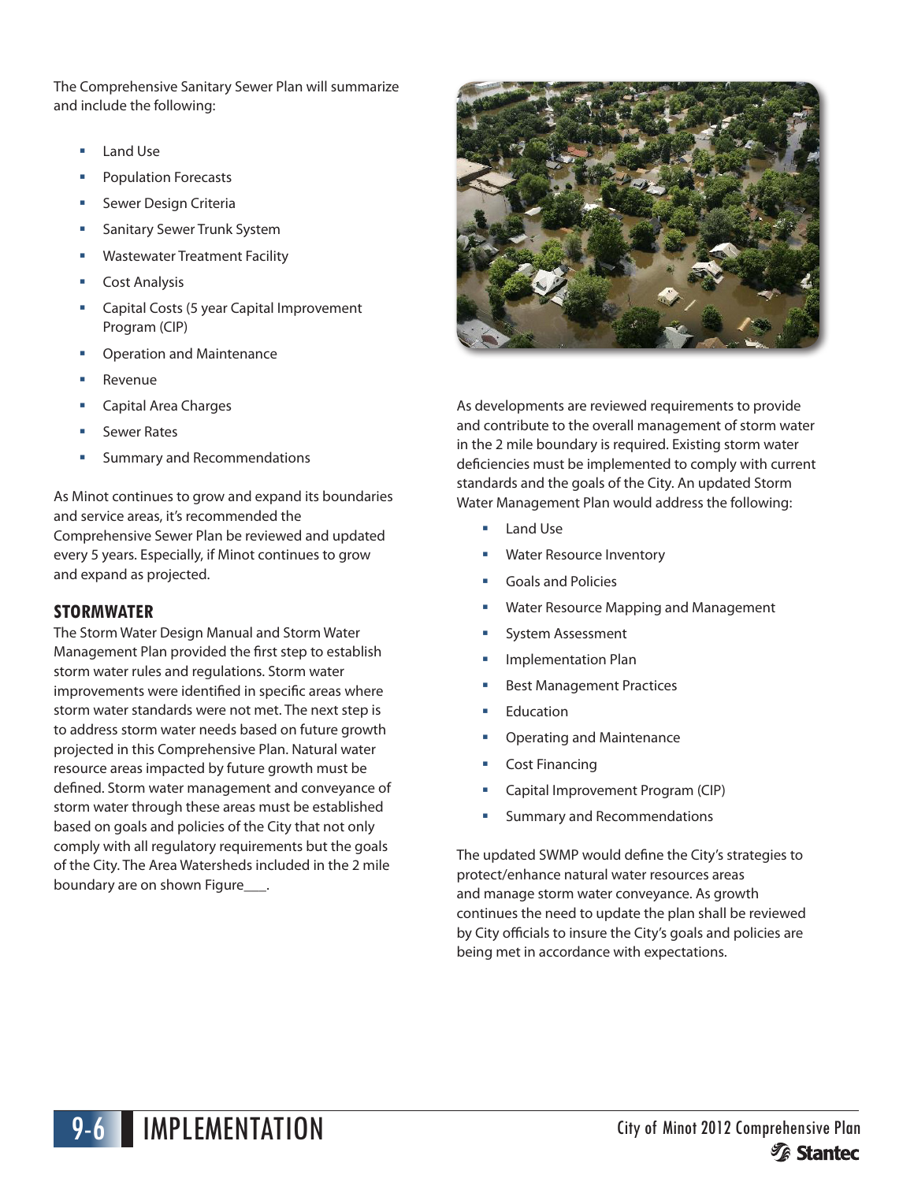The Comprehensive Sanitary Sewer Plan will summarize and include the following:

- Land Use
- Population Forecasts
- Sewer Design Criteria
- Sanitary Sewer Trunk System
- Wastewater Treatment Facility
- Cost Analysis
- Capital Costs (5 year Capital Improvement Program (CIP)
- Operation and Maintenance
- Revenue
- Capital Area Charges
- Sewer Rates
- Summary and Recommendations

As Minot continues to grow and expand its boundaries and service areas, it's recommended the Comprehensive Sewer Plan be reviewed and updated every 5 years. Especially, if Minot continues to grow and expand as projected.

## STORMWATER

The Storm Water Design Manual and Storm Water Management Plan provided the first step to establish storm water rules and regulations. Storm water improvements were identified in specific areas where storm water standards were not met. The next step is to address storm water needs based on future growth projected in this Comprehensive Plan. Natural water resource areas impacted by future growth must be defined. Storm water management and conveyance of storm water through these areas must be established based on goals and policies of the City that not only comply with all regulatory requirements but the goals of the City. The Area Watersheds included in the 2 mile boundary are on shown Figure___.

As developments are reviewed requirements to provide and contribute to the overall management of storm water in the 2 mile boundary is required. Existing storm water deficiencies must be implemented to comply with current standards and the goals of the City. An updated Storm Water Management Plan would address the following:

- Land Use
- Water Resource Inventory
- Goals and Policies
- Water Resource Mapping and Management
- System Assessment
- Implementation Plan
- Best Management Practices
- Education
- Operating and Maintenance
- Cost Financing
- Capital Improvement Program (CIP)
- Summary and Recommendations

The updated SWMP would define the City's strategies to protect/enhance natural water resources areas and manage storm water conveyance. As growth continues the need to update the plan shall be reviewed by City officials to insure the City's goals and policies are being met in accordance with expectations.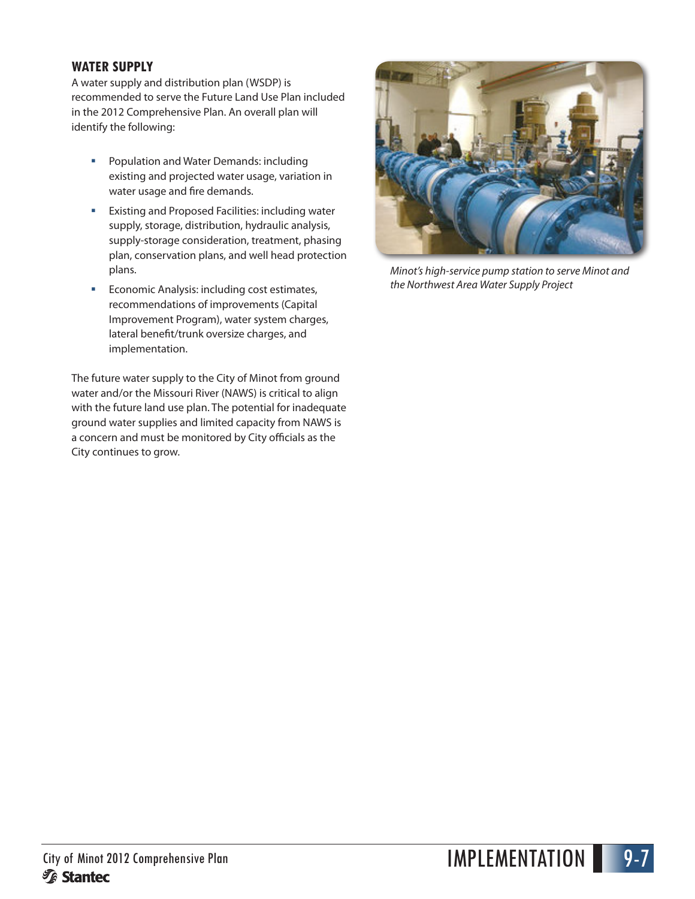## WATER SUPPLY

A water supply and distribution plan (WSDP) is recommended to serve the Future Land Use Plan included in the 2012 Comprehensive Plan. An overall plan will identify the following:

- Population and Water Demands: including existing and projected water usage, variation in water usage and fire demands.
- Existing and Proposed Facilities: including water supply, storage, distribution, hydraulic analysis, supply-storage consideration, treatment, phasing plan, conservation plans, and well head protection plans.
- Economic Analysis: including cost estimates, recommendations of improvements (Capital Improvement Program), water system charges, lateral benefit/trunk oversize charges, and implementation.

The future water supply to the City of Minot from ground water and/or the Missouri River (NAWS) is critical to align with the future land use plan. The potential for inadequate ground water supplies and limited capacity from NAWS is a concern and must be monitored by City officials as the City continues to grow.

*Minot's high-service pump station to serve Minot and the Northwest Area Water Supply Project*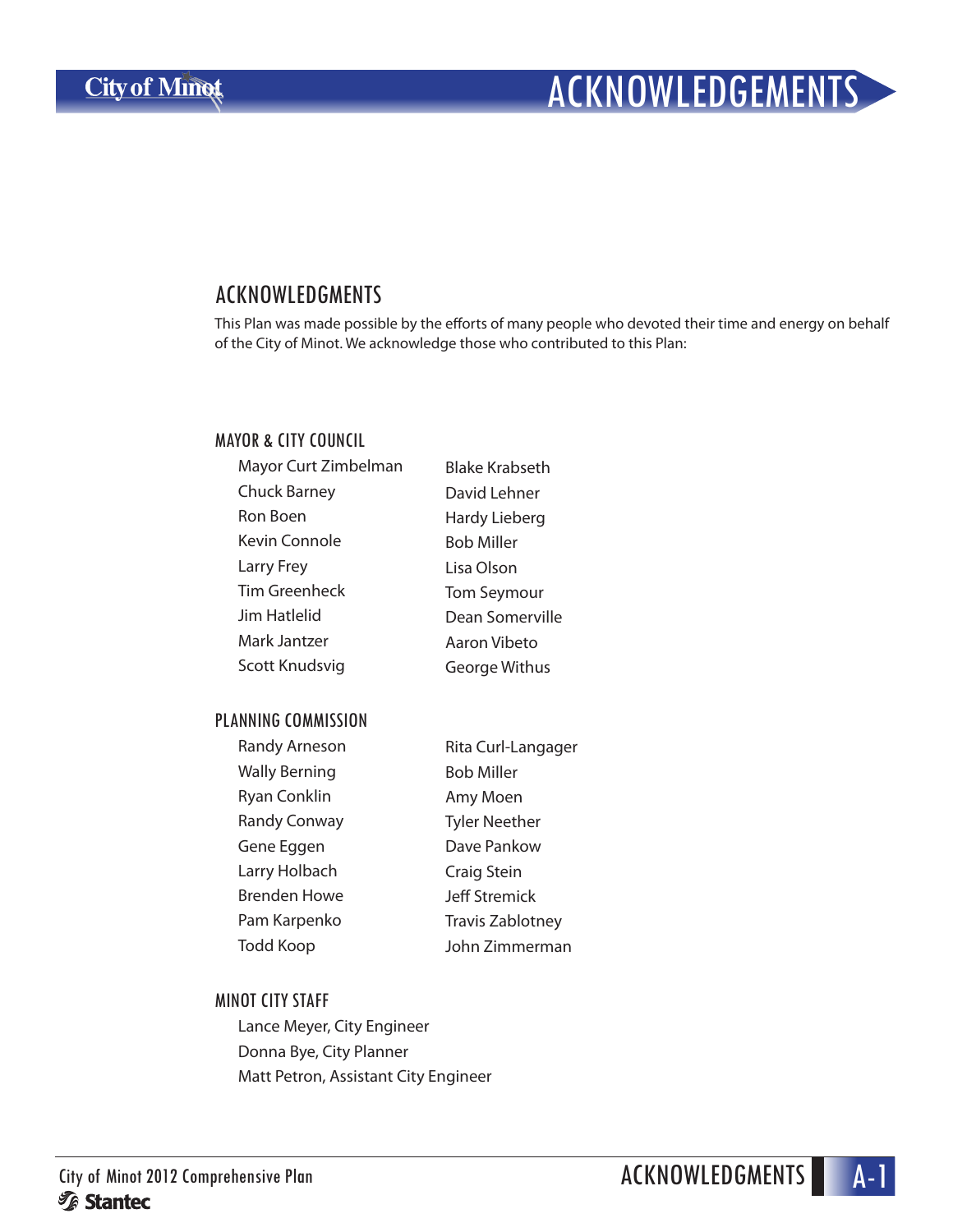# ACKNOWLEDGEMENTS

## ACKNOWLEDGMENTS

This Plan was made possible by the efforts of many people who devoted their time and energy on behalf of the City of Minot. We acknowledge those who contributed to this Plan:

### MAYOR & CITY COUNCIL

- Mayor Curt Zimbelman
- Chuck Barney
- Ron Boen
- Kevin Connole
- Larry Frey
- Tim Greenheck
- Jim Hatlelid
- Mark Jantzer
- Scott Knudsvig
- Blake Krabseth
- David Lehner
- Hardy Lieberg
- Bob Miller
- Lisa Olson
- Tom Seymour
- Dean Somerville
- Aaron Vibeto
- George Withus

### PLANNING COMMISSION

- Randy Arneson
- Wally Berning
- Ryan Conklin
- Randy Conway
- Gene Eggen
- Larry Holbach
- Brenden Howe
- Pam Karpenko
- Todd Koop
- Rita Curl-Langager
- Bob Miller
- Amy Moen
- Tyler Neether
- Dave Pankow
- Craig Stein
- Jeff Stremick
- Travis Zablotney
- John Zimmerman

### MINOT CITY STAFF

- Lance Meyer, City Engineer
- Donna Bye, City Planner
- Matt Petron, Assistant City Engineer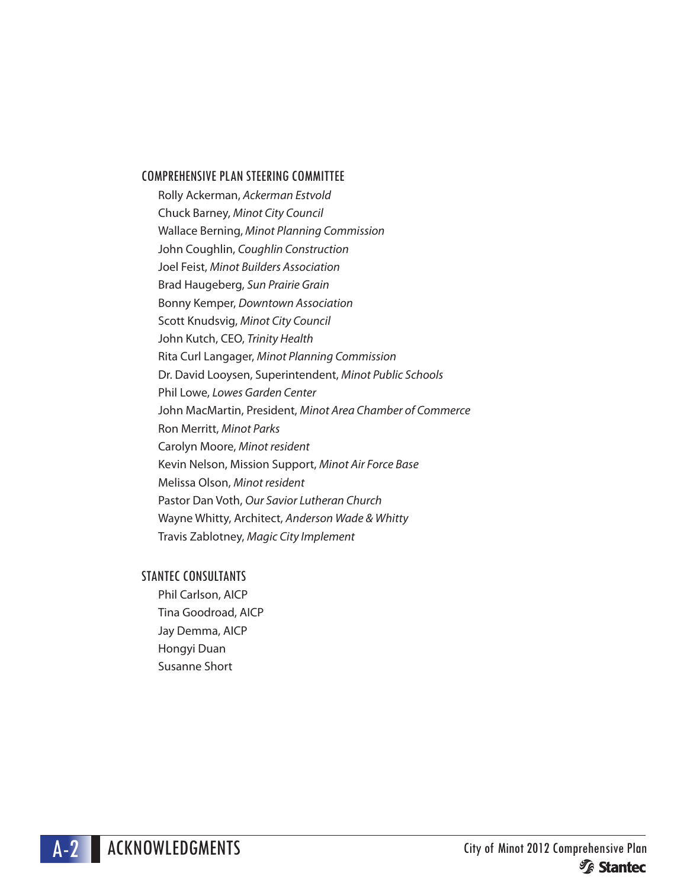## COMPREHENSIVE PLAN STEERING COMMITTEE

Rolly Ackerman, *Ackerman Estvold*
Chuck Barney, *Minot City Council*
Wallace Berning, *Minot Planning Commission*
John Coughlin, *Coughlin Construction*
Joel Feist, *Minot Builders Association*
Brad Haugeberg, *Sun Prairie Grain*
Bonny Kemper, *Downtown Association*
Scott Knudsvig, *Minot City Council*
John Kutch, CEO, *Trinity Health*
Rita Curl Langager, *Minot Planning Commission*
Dr. David Looysen, Superintendent, *Minot Public Schools*
Phil Lowe, *Lowes Garden Center*
John MacMartin, President, *Minot Area Chamber of Commerce*
Ron Merritt, *Minot Parks*
Carolyn Moore, *Minot resident*
Kevin Nelson, Mission Support, *Minot Air Force Base*
Melissa Olson, *Minot resident*
Pastor Dan Voth, *Our Savior Lutheran Church*
Wayne Whitty, Architect, *Anderson Wade & Whitty*
Travis Zablotney, *Magic City Implement*

## STANTEC CONSULTANTS

Phil Carlson, AICP
Tina Goodroad, AICP
Jay Demma, AICP
Hongyi Duan
Susanne Short